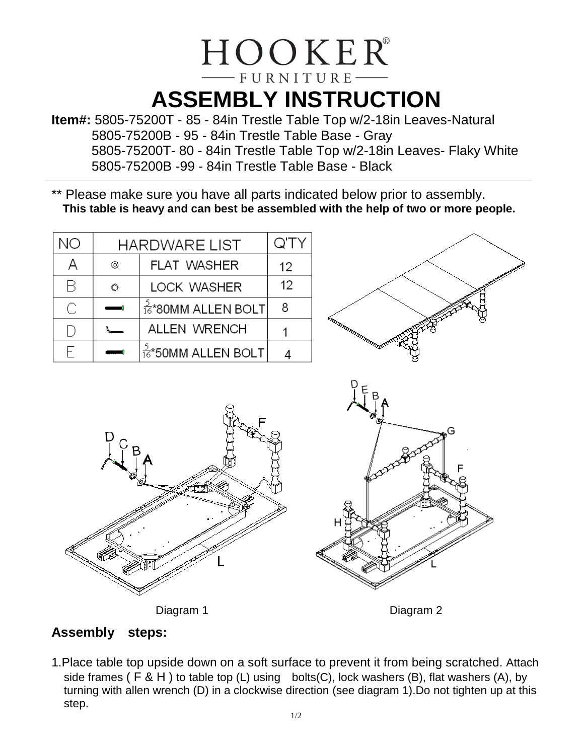# HOOKER FURNITURE

# ASSEMBLY INSTRUCTION

**Item#:** 5805-75200T - 85 - 84in Trestle Table Top w/2-18in Leaves-Natural
5805-75200B - 95 - 84in Trestle Table Base - Gray
5805-75200T- 80 - 84in Trestle Table Top w/2-18in Leaves- Flaky White
5805-75200B -99 - 84in Trestle Table Base - Black

** Please make sure you have all parts indicated below prior to assembly.
**This table is heavy and can best be assembled with the help of two or more people.**

| NO | HARDWARE LIST | Q'TY |
|---|---|---|
| A | FLAT WASHER | 12 |
| B | LOCK WASHER | 12 |
| C | $\frac{5}{16}$*80MM ALLEN BOLT | 8 |
| D | ALLEN WRENCH | 1 |
| E | $\frac{5}{16}$*50MM ALLEN BOLT | 4 |

Diagram 1

Diagram 2

## Assembly steps:

1.Place table top upside down on a soft surface to prevent it from being scratched. Attach side frames ( F & H ) to table top (L) using bolts(C), lock washers (B), flat washers (A), by turning with allen wrench (D) in a clockwise direction (see diagram 1).Do not tighten up at this step.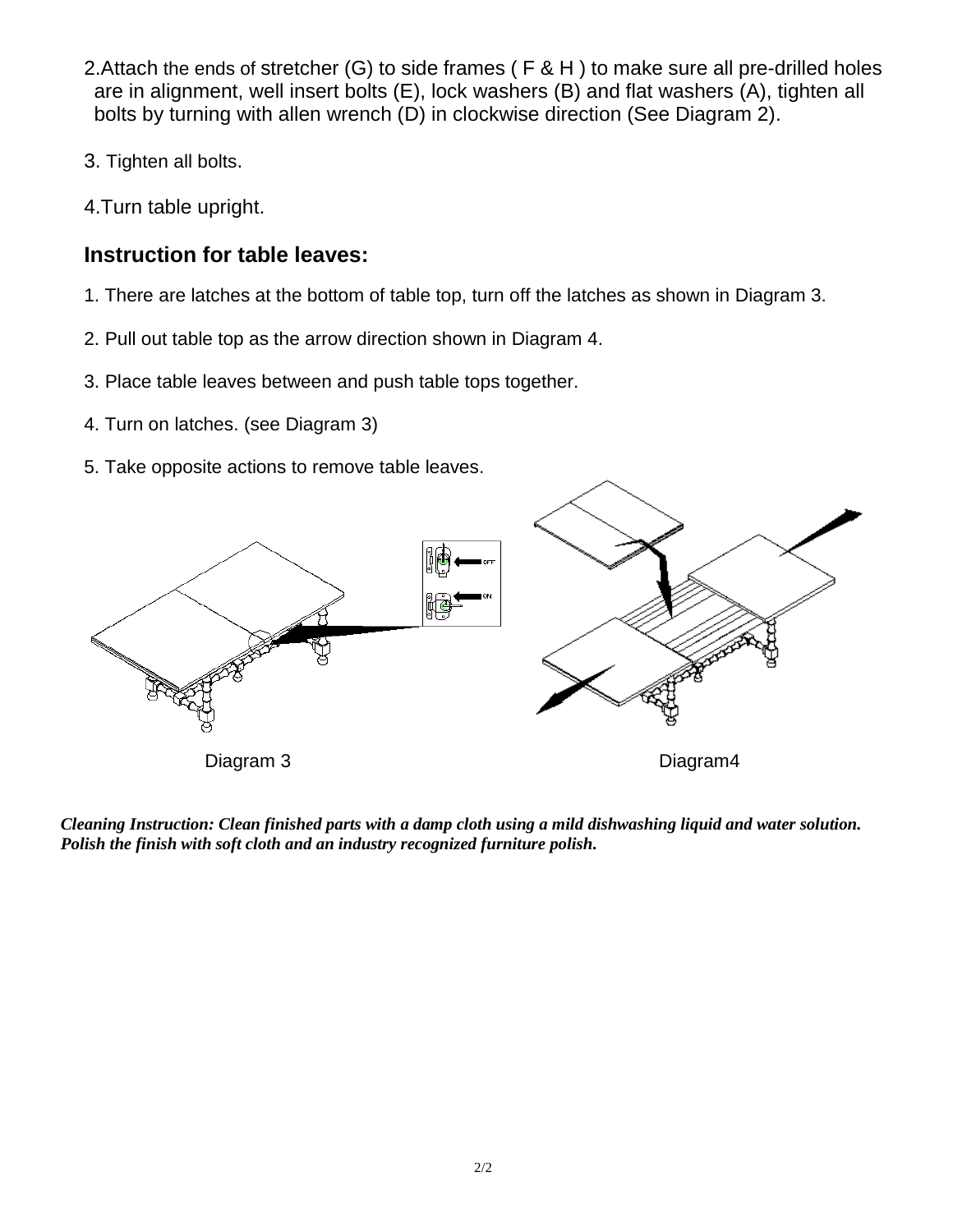2. Attach the ends of stretcher (G) to side frames ( F & H ) to make sure all pre-drilled holes are in alignment, well insert bolts (E), lock washers (B) and flat washers (A), tighten all bolts by turning with allen wrench (D) in clockwise direction (See Diagram 2).

3. Tighten all bolts.

4. Turn table upright.

## Instruction for table leaves:

1. There are latches at the bottom of table top, turn off the latches as shown in Diagram 3.

2. Pull out table top as the arrow direction shown in Diagram 4.

3. Place table leaves between and push table tops together.

4. Turn on latches. (see Diagram 3)

5. Take opposite actions to remove table leaves.

OFF

ON

Diagram 3

Diagram4

***Cleaning Instruction: Clean finished parts with a damp cloth using a mild dishwashing liquid and water solution. Polish the finish with soft cloth and an industry recognized furniture polish.***